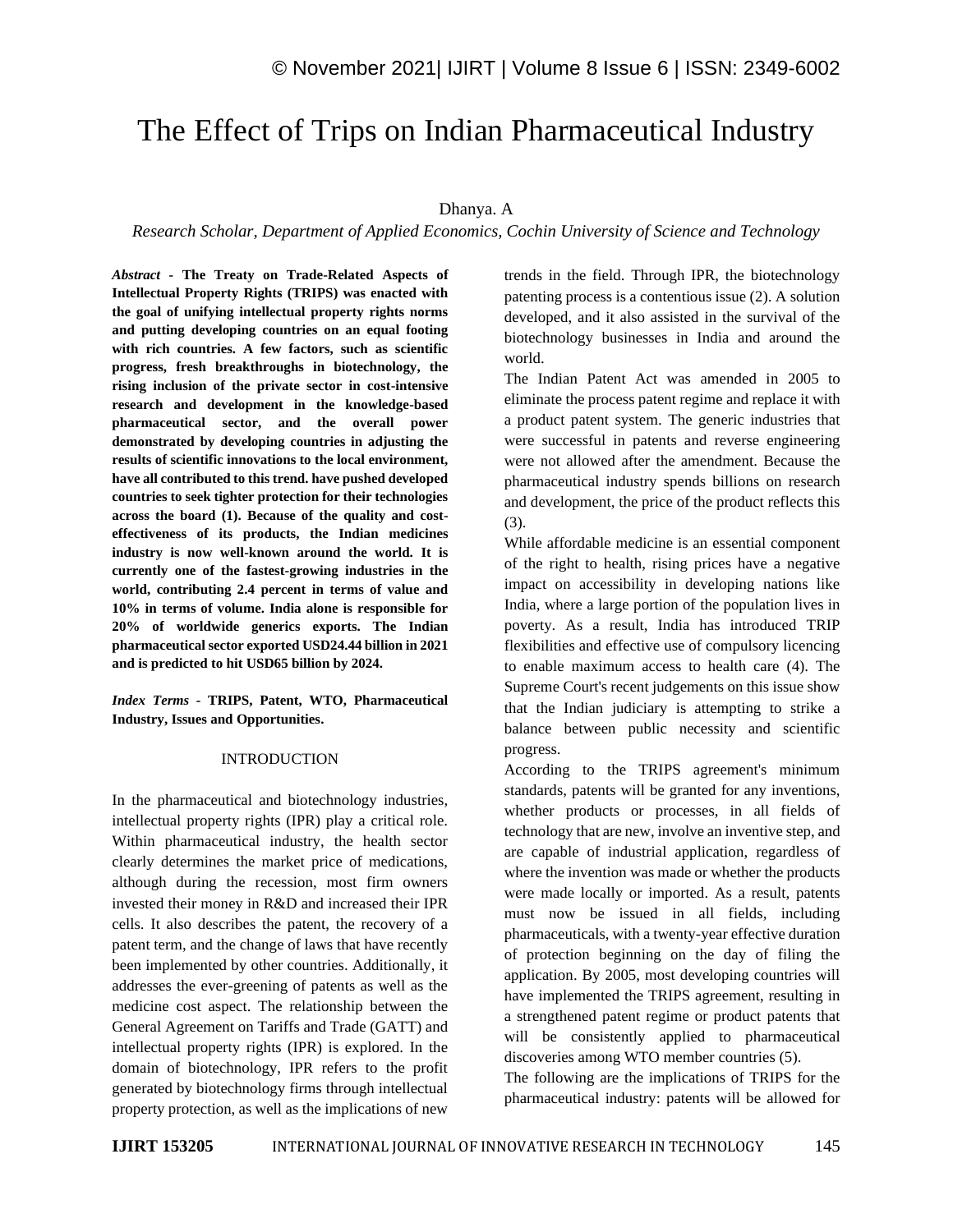# The Effect of Trips on Indian Pharmaceutical Industry

Dhanya. A

*Research Scholar, Department of Applied Economics, Cochin University of Science and Technology*

***Abstract* - The Treaty on Trade-Related Aspects of Intellectual Property Rights (TRIPS) was enacted with the goal of unifying intellectual property rights norms and putting developing countries on an equal footing with rich countries. A few factors, such as scientific progress, fresh breakthroughs in biotechnology, the rising inclusion of the private sector in cost-intensive research and development in the knowledge-based pharmaceutical sector, and the overall power demonstrated by developing countries in adjusting the results of scientific innovations to the local environment, have all contributed to this trend. have pushed developed countries to seek tighter protection for their technologies across the board (1). Because of the quality and cost-effectiveness of its products, the Indian medicines industry is now well-known around the world. It is currently one of the fastest-growing industries in the world, contributing 2.4 percent in terms of value and 10% in terms of volume. India alone is responsible for 20% of worldwide generics exports. The Indian pharmaceutical sector exported USD24.44 billion in 2021 and is predicted to hit USD65 billion by 2024.**

***Index Terms* - TRIPS, Patent, WTO, Pharmaceutical Industry, Issues and Opportunities.**

## INTRODUCTION

In the pharmaceutical and biotechnology industries, intellectual property rights (IPR) play a critical role. Within pharmaceutical industry, the health sector clearly determines the market price of medications, although during the recession, most firm owners invested their money in R&D and increased their IPR cells. It also describes the patent, the recovery of a patent term, and the change of laws that have recently been implemented by other countries. Additionally, it addresses the ever-greening of patents as well as the medicine cost aspect. The relationship between the General Agreement on Tariffs and Trade (GATT) and intellectual property rights (IPR) is explored. In the domain of biotechnology, IPR refers to the profit generated by biotechnology firms through intellectual property protection, as well as the implications of new trends in the field. Through IPR, the biotechnology patenting process is a contentious issue (2). A solution developed, and it also assisted in the survival of the biotechnology businesses in India and around the world.

The Indian Patent Act was amended in 2005 to eliminate the process patent regime and replace it with a product patent system. The generic industries that were successful in patents and reverse engineering were not allowed after the amendment. Because the pharmaceutical industry spends billions on research and development, the price of the product reflects this (3).

While affordable medicine is an essential component of the right to health, rising prices have a negative impact on accessibility in developing nations like India, where a large portion of the population lives in poverty. As a result, India has introduced TRIP flexibilities and effective use of compulsory licencing to enable maximum access to health care (4). The Supreme Court's recent judgements on this issue show that the Indian judiciary is attempting to strike a balance between public necessity and scientific progress.

According to the TRIPS agreement's minimum standards, patents will be granted for any inventions, whether products or processes, in all fields of technology that are new, involve an inventive step, and are capable of industrial application, regardless of where the invention was made or whether the products were made locally or imported. As a result, patents must now be issued in all fields, including pharmaceuticals, with a twenty-year effective duration of protection beginning on the day of filing the application. By 2005, most developing countries will have implemented the TRIPS agreement, resulting in a strengthened patent regime or product patents that will be consistently applied to pharmaceutical discoveries among WTO member countries (5).

The following are the implications of TRIPS for the pharmaceutical industry: patents will be allowed for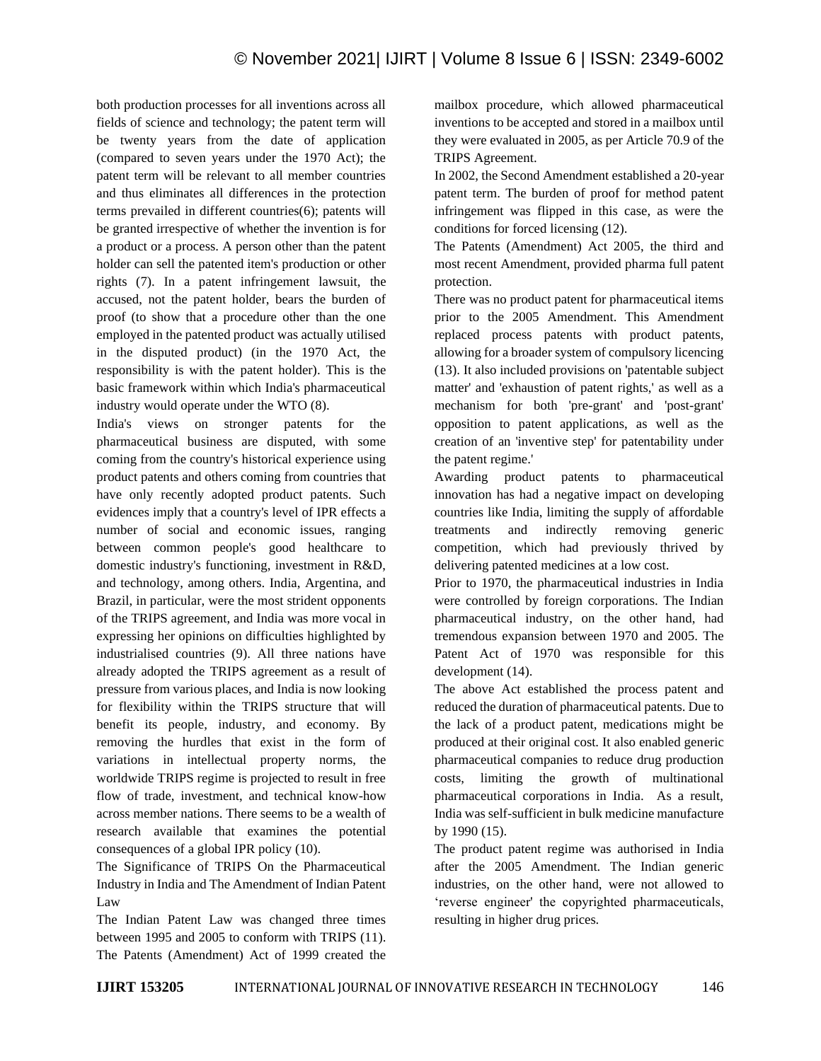both production processes for all inventions across all fields of science and technology; the patent term will be twenty years from the date of application (compared to seven years under the 1970 Act); the patent term will be relevant to all member countries and thus eliminates all differences in the protection terms prevailed in different countries(6); patents will be granted irrespective of whether the invention is for a product or a process. A person other than the patent holder can sell the patented item's production or other rights (7). In a patent infringement lawsuit, the accused, not the patent holder, bears the burden of proof (to show that a procedure other than the one employed in the patented product was actually utilised in the disputed product) (in the 1970 Act, the responsibility is with the patent holder). This is the basic framework within which India's pharmaceutical industry would operate under the WTO (8).

India's views on stronger patents for the pharmaceutical business are disputed, with some coming from the country's historical experience using product patents and others coming from countries that have only recently adopted product patents. Such evidences imply that a country's level of IPR effects a number of social and economic issues, ranging between common people's good healthcare to domestic industry's functioning, investment in R&D, and technology, among others. India, Argentina, and Brazil, in particular, were the most strident opponents of the TRIPS agreement, and India was more vocal in expressing her opinions on difficulties highlighted by industrialised countries (9). All three nations have already adopted the TRIPS agreement as a result of pressure from various places, and India is now looking for flexibility within the TRIPS structure that will benefit its people, industry, and economy. By removing the hurdles that exist in the form of variations in intellectual property norms, the worldwide TRIPS regime is projected to result in free flow of trade, investment, and technical know-how across member nations. There seems to be a wealth of research available that examines the potential consequences of a global IPR policy (10).

## The Significance of TRIPS On the Pharmaceutical Industry in India and The Amendment of Indian Patent Law

The Indian Patent Law was changed three times between 1995 and 2005 to conform with TRIPS (11). The Patents (Amendment) Act of 1999 created the mailbox procedure, which allowed pharmaceutical inventions to be accepted and stored in a mailbox until they were evaluated in 2005, as per Article 70.9 of the TRIPS Agreement.

In 2002, the Second Amendment established a 20-year patent term. The burden of proof for method patent infringement was flipped in this case, as were the conditions for forced licensing (12).

The Patents (Amendment) Act 2005, the third and most recent Amendment, provided pharma full patent protection.

There was no product patent for pharmaceutical items prior to the 2005 Amendment. This Amendment replaced process patents with product patents, allowing for a broader system of compulsory licencing (13). It also included provisions on 'patentable subject matter' and 'exhaustion of patent rights,' as well as a mechanism for both 'pre-grant' and 'post-grant' opposition to patent applications, as well as the creation of an 'inventive step' for patentability under the patent regime.'

Awarding product patents to pharmaceutical innovation has had a negative impact on developing countries like India, limiting the supply of affordable treatments and indirectly removing generic competition, which had previously thrived by delivering patented medicines at a low cost.

Prior to 1970, the pharmaceutical industries in India were controlled by foreign corporations. The Indian pharmaceutical industry, on the other hand, had tremendous expansion between 1970 and 2005. The Patent Act of 1970 was responsible for this development (14).

The above Act established the process patent and reduced the duration of pharmaceutical patents. Due to the lack of a product patent, medications might be produced at their original cost. It also enabled generic pharmaceutical companies to reduce drug production costs, limiting the growth of multinational pharmaceutical corporations in India. As a result, India was self-sufficient in bulk medicine manufacture by 1990 (15).

The product patent regime was authorised in India after the 2005 Amendment. The Indian generic industries, on the other hand, were not allowed to 'reverse engineer' the copyrighted pharmaceuticals, resulting in higher drug prices.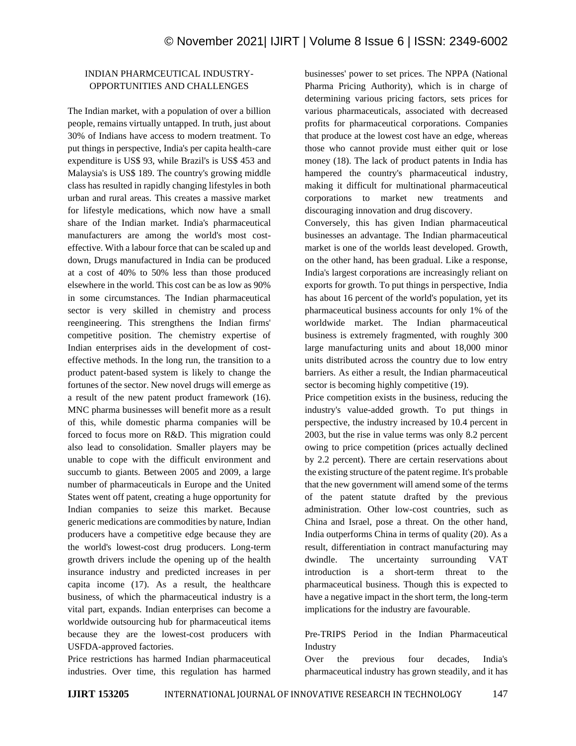## INDIAN PHARMCEUTICAL INDUSTRY-OPPORTUNITIES AND CHALLENGES

The Indian market, with a population of over a billion people, remains virtually untapped. In truth, just about 30% of Indians have access to modern treatment. To put things in perspective, India's per capita health-care expenditure is US$ 93, while Brazil's is US$ 453 and Malaysia's is US$ 189. The country's growing middle class has resulted in rapidly changing lifestyles in both urban and rural areas. This creates a massive market for lifestyle medications, which now have a small share of the Indian market. India's pharmaceutical manufacturers are among the world's most cost-effective. With a labour force that can be scaled up and down, Drugs manufactured in India can be produced at a cost of 40% to 50% less than those produced elsewhere in the world. This cost can be as low as 90% in some circumstances. The Indian pharmaceutical sector is very skilled in chemistry and process reengineering. This strengthens the Indian firms' competitive position. The chemistry expertise of Indian enterprises aids in the development of cost-effective methods. In the long run, the transition to a product patent-based system is likely to change the fortunes of the sector. New novel drugs will emerge as a result of the new patent product framework (16). MNC pharma businesses will benefit more as a result of this, while domestic pharma companies will be forced to focus more on R&D. This migration could also lead to consolidation. Smaller players may be unable to cope with the difficult environment and succumb to giants. Between 2005 and 2009, a large number of pharmaceuticals in Europe and the United States went off patent, creating a huge opportunity for Indian companies to seize this market. Because generic medications are commodities by nature, Indian producers have a competitive edge because they are the world's lowest-cost drug producers. Long-term growth drivers include the opening up of the health insurance industry and predicted increases in per capita income (17). As a result, the healthcare business, of which the pharmaceutical industry is a vital part, expands. Indian enterprises can become a worldwide outsourcing hub for pharmaceutical items because they are the lowest-cost producers with USFDA-approved factories.

Price restrictions has harmed Indian pharmaceutical industries. Over time, this regulation has harmed businesses' power to set prices. The NPPA (National Pharma Pricing Authority), which is in charge of determining various pricing factors, sets prices for various pharmaceuticals, associated with decreased profits for pharmaceutical corporations. Companies that produce at the lowest cost have an edge, whereas those who cannot provide must either quit or lose money (18). The lack of product patents in India has hampered the country's pharmaceutical industry, making it difficult for multinational pharmaceutical corporations to market new treatments and discouraging innovation and drug discovery.

Conversely, this has given Indian pharmaceutical businesses an advantage. The Indian pharmaceutical market is one of the worlds least developed. Growth, on the other hand, has been gradual. Like a response, India's largest corporations are increasingly reliant on exports for growth. To put things in perspective, India has about 16 percent of the world's population, yet its pharmaceutical business accounts for only 1% of the worldwide market. The Indian pharmaceutical business is extremely fragmented, with roughly 300 large manufacturing units and about 18,000 minor units distributed across the country due to low entry barriers. As either a result, the Indian pharmaceutical sector is becoming highly competitive (19).

Price competition exists in the business, reducing the industry's value-added growth. To put things in perspective, the industry increased by 10.4 percent in 2003, but the rise in value terms was only 8.2 percent owing to price competition (prices actually declined by 2.2 percent). There are certain reservations about the existing structure of the patent regime. It's probable that the new government will amend some of the terms of the patent statute drafted by the previous administration. Other low-cost countries, such as China and Israel, pose a threat. On the other hand, India outperforms China in terms of quality (20). As a result, differentiation in contract manufacturing may dwindle. The uncertainty surrounding VAT introduction is a short-term threat to the pharmaceutical business. Though this is expected to have a negative impact in the short term, the long-term implications for the industry are favourable.

## Pre-TRIPS Period in the Indian Pharmaceutical Industry

Over the previous four decades, India's pharmaceutical industry has grown steadily, and it has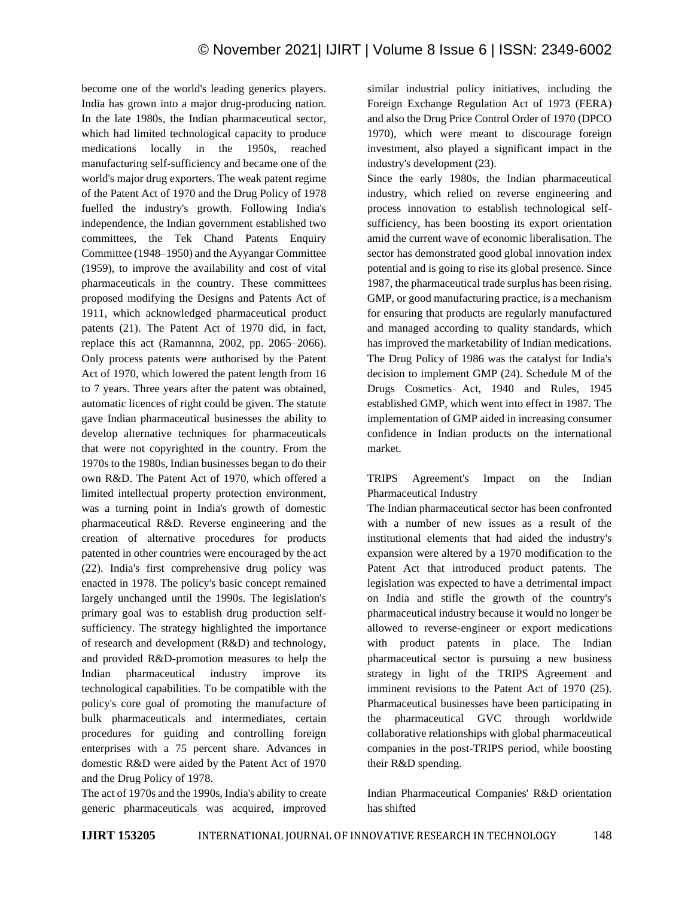become one of the world's leading generics players. India has grown into a major drug-producing nation. In the late 1980s, the Indian pharmaceutical sector, which had limited technological capacity to produce medications locally in the 1950s, reached manufacturing self-sufficiency and became one of the world's major drug exporters. The weak patent regime of the Patent Act of 1970 and the Drug Policy of 1978 fuelled the industry's growth. Following India's independence, the Indian government established two committees, the Tek Chand Patents Enquiry Committee (1948–1950) and the Ayyangar Committee (1959), to improve the availability and cost of vital pharmaceuticals in the country. These committees proposed modifying the Designs and Patents Act of 1911, which acknowledged pharmaceutical product patents (21). The Patent Act of 1970 did, in fact, replace this act (Ramannna, 2002, pp. 2065–2066). Only process patents were authorised by the Patent Act of 1970, which lowered the patent length from 16 to 7 years. Three years after the patent was obtained, automatic licences of right could be given. The statute gave Indian pharmaceutical businesses the ability to develop alternative techniques for pharmaceuticals that were not copyrighted in the country. From the 1970s to the 1980s, Indian businesses began to do their own R&D. The Patent Act of 1970, which offered a limited intellectual property protection environment, was a turning point in India's growth of domestic pharmaceutical R&D. Reverse engineering and the creation of alternative procedures for products patented in other countries were encouraged by the act (22). India's first comprehensive drug policy was enacted in 1978. The policy's basic concept remained largely unchanged until the 1990s. The legislation's primary goal was to establish drug production self-sufficiency. The strategy highlighted the importance of research and development (R&D) and technology, and provided R&D-promotion measures to help the Indian pharmaceutical industry improve its technological capabilities. To be compatible with the policy's core goal of promoting the manufacture of bulk pharmaceuticals and intermediates, certain procedures for guiding and controlling foreign enterprises with a 75 percent share. Advances in domestic R&D were aided by the Patent Act of 1970 and the Drug Policy of 1978.

The act of 1970s and the 1990s, India's ability to create generic pharmaceuticals was acquired, improved similar industrial policy initiatives, including the Foreign Exchange Regulation Act of 1973 (FERA) and also the Drug Price Control Order of 1970 (DPCO 1970), which were meant to discourage foreign investment, also played a significant impact in the industry's development (23).

Since the early 1980s, the Indian pharmaceutical industry, which relied on reverse engineering and process innovation to establish technological self-sufficiency, has been boosting its export orientation amid the current wave of economic liberalisation. The sector has demonstrated good global innovation index potential and is going to rise its global presence. Since 1987, the pharmaceutical trade surplus has been rising. GMP, or good manufacturing practice, is a mechanism for ensuring that products are regularly manufactured and managed according to quality standards, which has improved the marketability of Indian medications. The Drug Policy of 1986 was the catalyst for India's decision to implement GMP (24). Schedule M of the Drugs Cosmetics Act, 1940 and Rules, 1945 established GMP, which went into effect in 1987. The implementation of GMP aided in increasing consumer confidence in Indian products on the international market.

TRIPS Agreement's Impact on the Indian Pharmaceutical Industry

The Indian pharmaceutical sector has been confronted with a number of new issues as a result of the institutional elements that had aided the industry's expansion were altered by a 1970 modification to the Patent Act that introduced product patents. The legislation was expected to have a detrimental impact on India and stifle the growth of the country's pharmaceutical industry because it would no longer be allowed to reverse-engineer or export medications with product patents in place. The Indian pharmaceutical sector is pursuing a new business strategy in light of the TRIPS Agreement and imminent revisions to the Patent Act of 1970 (25). Pharmaceutical businesses have been participating in the pharmaceutical GVC through worldwide collaborative relationships with global pharmaceutical companies in the post-TRIPS period, while boosting their R&D spending.

Indian Pharmaceutical Companies' R&D orientation has shifted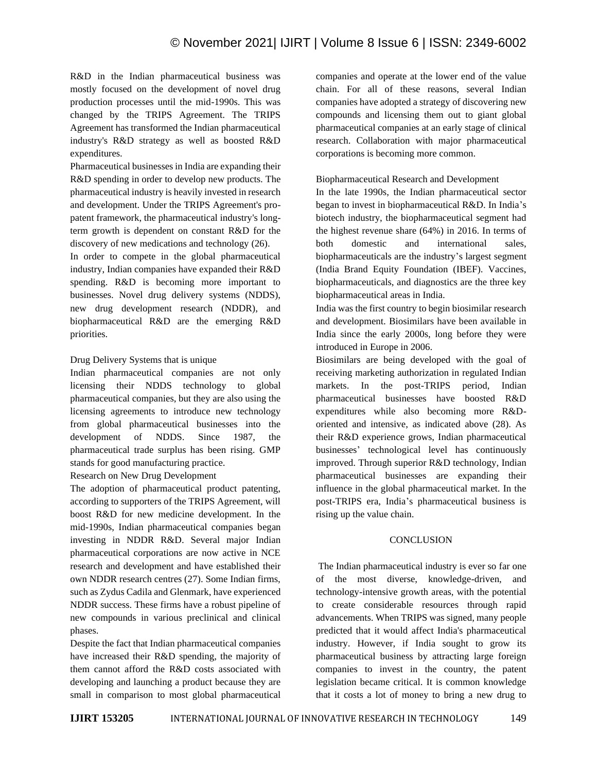R&D in the Indian pharmaceutical business was mostly focused on the development of novel drug production processes until the mid-1990s. This was changed by the TRIPS Agreement. The TRIPS Agreement has transformed the Indian pharmaceutical industry's R&D strategy as well as boosted R&D expenditures.

Pharmaceutical businesses in India are expanding their R&D spending in order to develop new products. The pharmaceutical industry is heavily invested in research and development. Under the TRIPS Agreement's pro-patent framework, the pharmaceutical industry's long-term growth is dependent on constant R&D for the discovery of new medications and technology (26).

In order to compete in the global pharmaceutical industry, Indian companies have expanded their R&D spending. R&D is becoming more important to businesses. Novel drug delivery systems (NDDS), new drug development research (NDDR), and biopharmaceutical R&D are the emerging R&D priorities.

Drug Delivery Systems that is unique

Indian pharmaceutical companies are not only licensing their NDDS technology to global pharmaceutical companies, but they are also using the licensing agreements to introduce new technology from global pharmaceutical businesses into the development of NDDS. Since 1987, the pharmaceutical trade surplus has been rising. GMP stands for good manufacturing practice.

Research on New Drug Development

The adoption of pharmaceutical product patenting, according to supporters of the TRIPS Agreement, will boost R&D for new medicine development. In the mid-1990s, Indian pharmaceutical companies began investing in NDDR R&D. Several major Indian pharmaceutical corporations are now active in NCE research and development and have established their own NDDR research centres (27). Some Indian firms, such as Zydus Cadila and Glenmark, have experienced NDDR success. These firms have a robust pipeline of new compounds in various preclinical and clinical phases.

Despite the fact that Indian pharmaceutical companies have increased their R&D spending, the majority of them cannot afford the R&D costs associated with developing and launching a product because they are small in comparison to most global pharmaceutical companies and operate at the lower end of the value chain. For all of these reasons, several Indian companies have adopted a strategy of discovering new compounds and licensing them out to giant global pharmaceutical companies at an early stage of clinical research. Collaboration with major pharmaceutical corporations is becoming more common.

Biopharmaceutical Research and Development

In the late 1990s, the Indian pharmaceutical sector began to invest in biopharmaceutical R&D. In India's biotech industry, the biopharmaceutical segment had the highest revenue share (64%) in 2016. In terms of both domestic and international sales, biopharmaceuticals are the industry's largest segment (India Brand Equity Foundation (IBEF). Vaccines, biopharmaceuticals, and diagnostics are the three key biopharmaceutical areas in India.

India was the first country to begin biosimilar research and development. Biosimilars have been available in India since the early 2000s, long before they were introduced in Europe in 2006.

Biosimilars are being developed with the goal of receiving marketing authorization in regulated Indian markets. In the post-TRIPS period, Indian pharmaceutical businesses have boosted R&D expenditures while also becoming more R&D-oriented and intensive, as indicated above (28). As their R&D experience grows, Indian pharmaceutical businesses' technological level has continuously improved. Through superior R&D technology, Indian pharmaceutical businesses are expanding their influence in the global pharmaceutical market. In the post-TRIPS era, India's pharmaceutical business is rising up the value chain.

## CONCLUSION

The Indian pharmaceutical industry is ever so far one of the most diverse, knowledge-driven, and technology-intensive growth areas, with the potential to create considerable resources through rapid advancements. When TRIPS was signed, many people predicted that it would affect India's pharmaceutical industry. However, if India sought to grow its pharmaceutical business by attracting large foreign companies to invest in the country, the patent legislation became critical. It is common knowledge that it costs a lot of money to bring a new drug to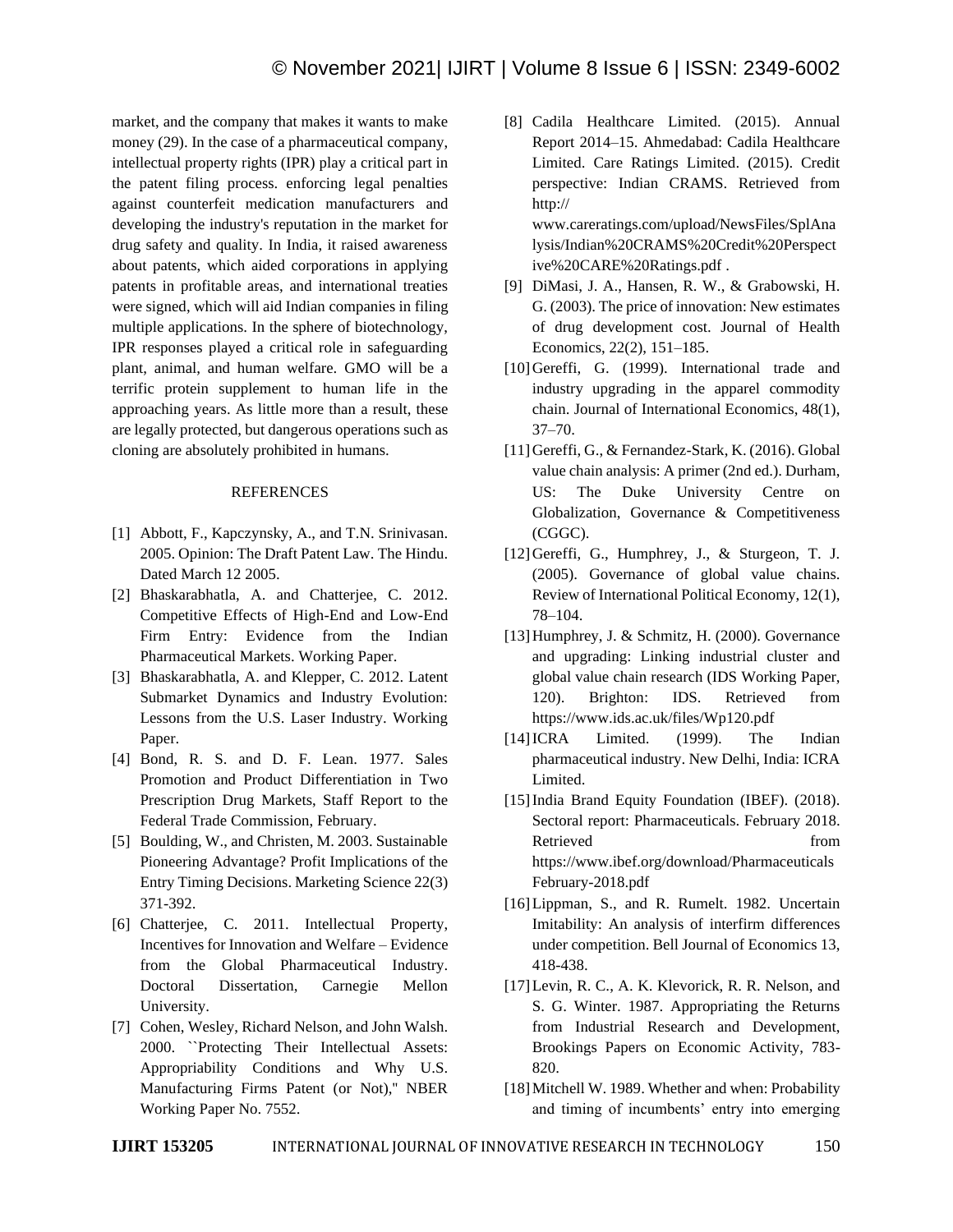market, and the company that makes it wants to make money (29). In the case of a pharmaceutical company, intellectual property rights (IPR) play a critical part in the patent filing process. enforcing legal penalties against counterfeit medication manufacturers and developing the industry's reputation in the market for drug safety and quality. In India, it raised awareness about patents, which aided corporations in applying patents in profitable areas, and international treaties were signed, which will aid Indian companies in filing multiple applications. In the sphere of biotechnology, IPR responses played a critical role in safeguarding plant, animal, and human welfare. GMO will be a terrific protein supplement to human life in the approaching years. As little more than a result, these are legally protected, but dangerous operations such as cloning are absolutely prohibited in humans.

## REFERENCES

[1] Abbott, F., Kapczynsky, A., and T.N. Srinivasan. 2005. Opinion: The Draft Patent Law. The Hindu. Dated March 12 2005.

[2] Bhaskarabhatla, A. and Chatterjee, C. 2012. Competitive Effects of High-End and Low-End Firm Entry: Evidence from the Indian Pharmaceutical Markets. Working Paper.

[3] Bhaskarabhatla, A. and Klepper, C. 2012. Latent Submarket Dynamics and Industry Evolution: Lessons from the U.S. Laser Industry. Working Paper.

[4] Bond, R. S. and D. F. Lean. 1977. Sales Promotion and Product Differentiation in Two Prescription Drug Markets, Staff Report to the Federal Trade Commission, February.

[5] Boulding, W., and Christen, M. 2003. Sustainable Pioneering Advantage? Profit Implications of the Entry Timing Decisions. Marketing Science 22(3) 371-392.

[6] Chatterjee, C. 2011. Intellectual Property, Incentives for Innovation and Welfare – Evidence from the Global Pharmaceutical Industry. Doctoral Dissertation, Carnegie Mellon University.

[7] Cohen, Wesley, Richard Nelson, and John Walsh. 2000. ``Protecting Their Intellectual Assets: Appropriability Conditions and Why U.S. Manufacturing Firms Patent (or Not)," NBER Working Paper No. 7552.

[8] Cadila Healthcare Limited. (2015). Annual Report 2014–15. Ahmedabad: Cadila Healthcare Limited. Care Ratings Limited. (2015). Credit perspective: Indian CRAMS. Retrieved from http:// www.careratings.com/upload/NewsFiles/SplAnalysis/Indian%20CRAMS%20Credit%20Perspective%20CARE%20Ratings.pdf .

[9] DiMasi, J. A., Hansen, R. W., & Grabowski, H. G. (2003). The price of innovation: New estimates of drug development cost. Journal of Health Economics, 22(2), 151–185.

[10] Gereffi, G. (1999). International trade and industry upgrading in the apparel commodity chain. Journal of International Economics, 48(1), 37–70.

[11] Gereffi, G., & Fernandez-Stark, K. (2016). Global value chain analysis: A primer (2nd ed.). Durham, US: The Duke University Centre on Globalization, Governance & Competitiveness (CGGC).

[12] Gereffi, G., Humphrey, J., & Sturgeon, T. J. (2005). Governance of global value chains. Review of International Political Economy, 12(1), 78–104.

[13] Humphrey, J. & Schmitz, H. (2000). Governance and upgrading: Linking industrial cluster and global value chain research (IDS Working Paper, 120). Brighton: IDS. Retrieved from https://www.ids.ac.uk/files/Wp120.pdf

[14] ICRA Limited. (1999). The Indian pharmaceutical industry. New Delhi, India: ICRA Limited.

[15] India Brand Equity Foundation (IBEF). (2018). Sectoral report: Pharmaceuticals. February 2018. Retrieved from https://www.ibef.org/download/Pharmaceuticals February-2018.pdf

[16] Lippman, S., and R. Rumelt. 1982. Uncertain Imitability: An analysis of interfirm differences under competition. Bell Journal of Economics 13, 418-438.

[17] Levin, R. C., A. K. Klevorick, R. R. Nelson, and S. G. Winter. 1987. Appropriating the Returns from Industrial Research and Development, Brookings Papers on Economic Activity, 783-820.

[18] Mitchell W. 1989. Whether and when: Probability and timing of incumbents' entry into emerging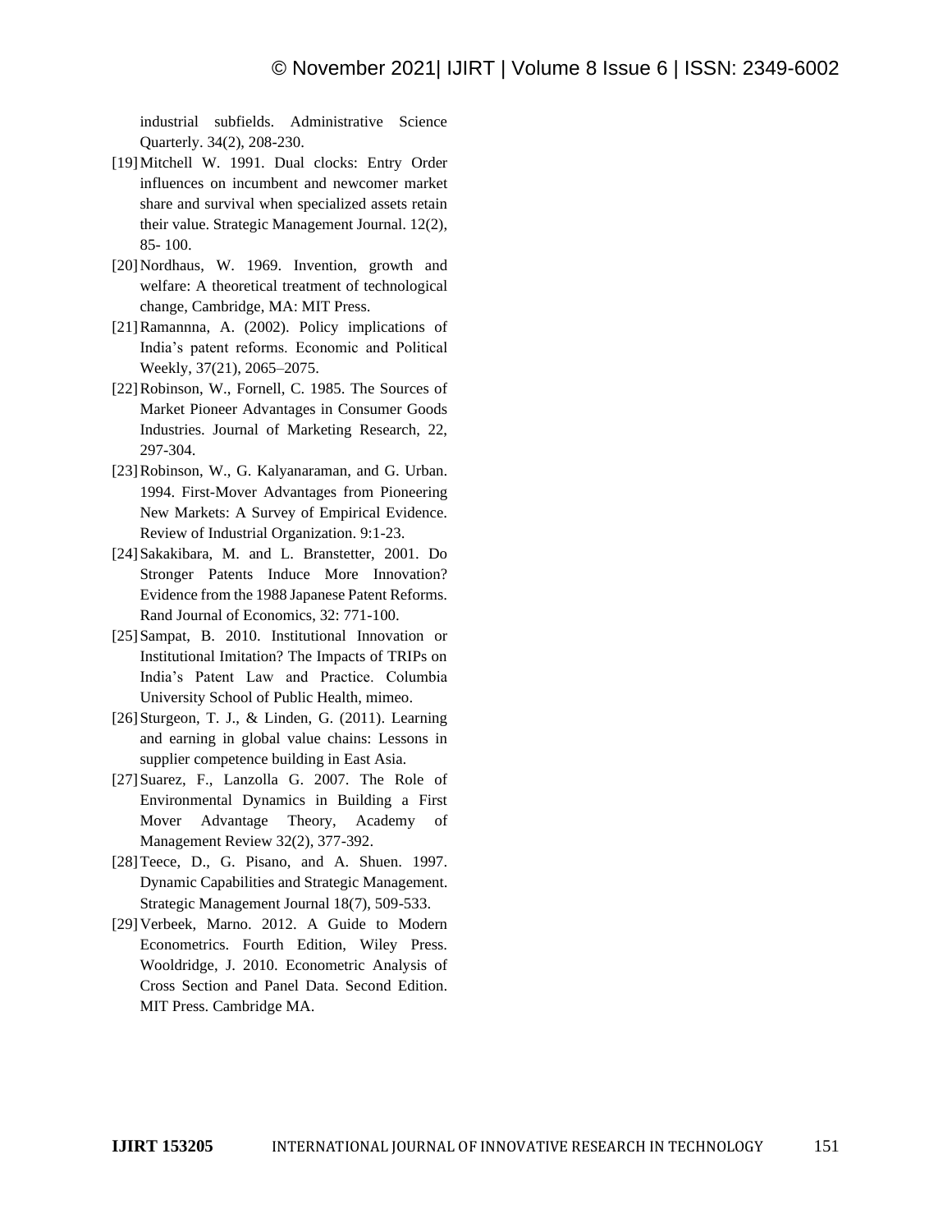industrial subfields. Administrative Science Quarterly. 34(2), 208-230.

[19] Mitchell W. 1991. Dual clocks: Entry Order influences on incumbent and newcomer market share and survival when specialized assets retain their value. Strategic Management Journal. 12(2), 85- 100.

[20] Nordhaus, W. 1969. Invention, growth and welfare: A theoretical treatment of technological change, Cambridge, MA: MIT Press.

[21] Ramannna, A. (2002). Policy implications of India's patent reforms. Economic and Political Weekly, 37(21), 2065–2075.

[22] Robinson, W., Fornell, C. 1985. The Sources of Market Pioneer Advantages in Consumer Goods Industries. Journal of Marketing Research, 22, 297-304.

[23] Robinson, W., G. Kalyanaraman, and G. Urban. 1994. First-Mover Advantages from Pioneering New Markets: A Survey of Empirical Evidence. Review of Industrial Organization. 9:1-23.

[24] Sakakibara, M. and L. Branstetter, 2001. Do Stronger Patents Induce More Innovation? Evidence from the 1988 Japanese Patent Reforms. Rand Journal of Economics, 32: 771-100.

[25] Sampat, B. 2010. Institutional Innovation or Institutional Imitation? The Impacts of TRIPs on India's Patent Law and Practice. Columbia University School of Public Health, mimeo.

[26] Sturgeon, T. J., & Linden, G. (2011). Learning and earning in global value chains: Lessons in supplier competence building in East Asia.

[27] Suarez, F., Lanzolla G. 2007. The Role of Environmental Dynamics in Building a First Mover Advantage Theory, Academy of Management Review 32(2), 377-392.

[28] Teece, D., G. Pisano, and A. Shuen. 1997. Dynamic Capabilities and Strategic Management. Strategic Management Journal 18(7), 509-533.

[29] Verbeek, Marno. 2012. A Guide to Modern Econometrics. Fourth Edition, Wiley Press. Wooldridge, J. 2010. Econometric Analysis of Cross Section and Panel Data. Second Edition. MIT Press. Cambridge MA.